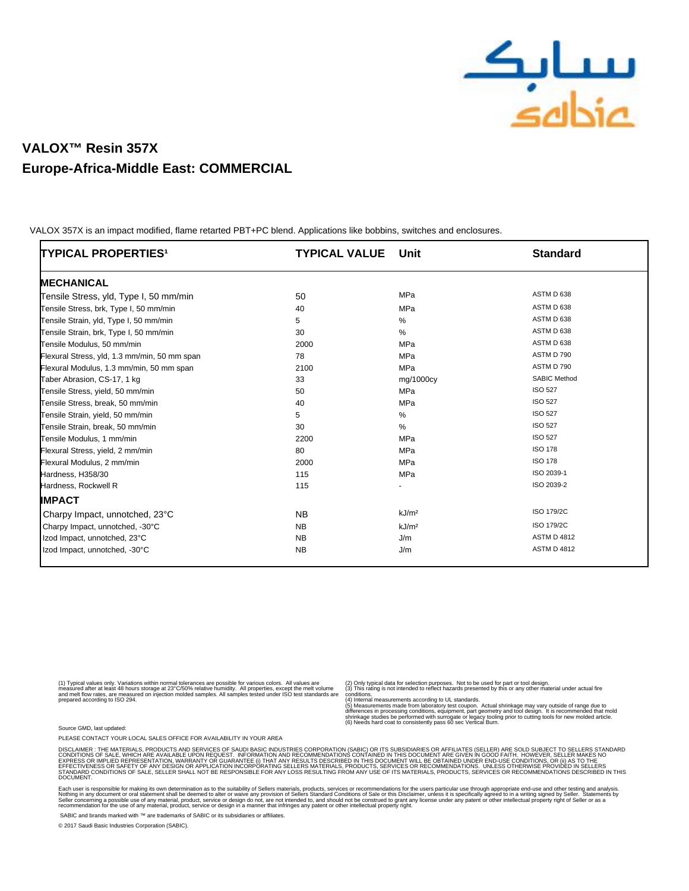# VALOX™ Resin 357X
## Europe-Africa-Middle East: COMMERCIAL

VALOX 357X is an impact modified, flame retarted PBT+PC blend. Applications like bobbins, switches and enclosures.

| TYPICAL PROPERTIES[1] | TYPICAL VALUE | Unit | Standard |
|---|---|---|---|
| **MECHANICAL** | | | |
| Tensile Stress, yld, Type I, 50 mm/min | 50 | MPa | ASTM D 638 |
| Tensile Stress, brk, Type I, 50 mm/min | 40 | MPa | ASTM D 638 |
| Tensile Strain, yld, Type I, 50 mm/min | 5 | % | ASTM D 638 |
| Tensile Strain, brk, Type I, 50 mm/min | 30 | % | ASTM D 638 |
| Tensile Modulus, 50 mm/min | 2000 | MPa | ASTM D 638 |
| Flexural Stress, yld, 1.3 mm/min, 50 mm span | 78 | MPa | ASTM D 790 |
| Flexural Modulus, 1.3 mm/min, 50 mm span | 2100 | MPa | ASTM D 790 |
| Taber Abrasion, CS-17, 1 kg | 33 | mg/1000cy | SABIC Method |
| Tensile Stress, yield, 50 mm/min | 50 | MPa | ISO 527 |
| Tensile Stress, break, 50 mm/min | 40 | MPa | ISO 527 |
| Tensile Strain, yield, 50 mm/min | 5 | % | ISO 527 |
| Tensile Strain, break, 50 mm/min | 30 | % | ISO 527 |
| Tensile Modulus, 1 mm/min | 2200 | MPa | ISO 527 |
| Flexural Stress, yield, 2 mm/min | 80 | MPa | ISO 178 |
| Flexural Modulus, 2 mm/min | 2000 | MPa | ISO 178 |
| Hardness, H358/30 | 115 | MPa | ISO 2039-1 |
| Hardness, Rockwell R | 115 | - | ISO 2039-2 |
| **IMPACT** | | | |
| Charpy Impact, unnotched, 23°C | NB | kJ/m² | ISO 179/2C |
| Charpy Impact, unnotched, -30°C | NB | kJ/m² | ISO 179/2C |
| Izod Impact, unnotched, 23°C | NB | J/m | ASTM D 4812 |
| Izod Impact, unnotched, -30°C | NB | J/m | ASTM D 4812 |

(1) Typical values only. Variations within normal tolerances are possible for various colors. All values are measured after at least 48 hours storage at 23°C/50% relative humidity. All properties, except the melt volume and melt flow rates, are measured on injection molded samples. All samples tested under ISO test standards are prepared according to ISO 294.

(2) Only typical data for selection purposes. Not to be used for part or tool design.
(3) This rating is not intended to reflect hazards presented by this or any other material under actual fire conditions.
(4) Internal measurements according to UL standards.
(5) Measurements made from laboratory test coupon. Actual shrinkage may vary outside of range due to differences in processing conditions, equipment, part geometry and tool design. It is recommended that mold shrinkage studies be performed with surrogate or legacy tooling prior to cutting tools for new molded article.
(6) Needs hard coat to consistently pass 60 sec Vertical Burn.

Source GMD, last updated:

PLEASE CONTACT YOUR LOCAL SALES OFFICE FOR AVAILABILITY IN YOUR AREA

DISCLAIMER : THE MATERIALS, PRODUCTS AND SERVICES OF SAUDI BASIC INDUSTRIES CORPORATION (SABIC) OR ITS SUBSIDIARIES OR AFFILIATES (SELLER) ARE SOLD SUBJECT TO SELLERS STANDARD CONDITIONS OF SALE, WHICH ARE AVAILABLE UPON REQUEST. INFORMATION AND RECOMMENDATIONS CONTAINED IN THIS DOCUMENT ARE GIVEN IN GOOD FAITH. HOWEVER, SELLER MAKES NO EXPRESS OR IMPLIED REPRESENTATION, WARRANTY OR GUARANTEE (i) THAT ANY RESULTS DESCRIBED IN THIS DOCUMENT WILL BE OBTAINED UNDER END-USE CONDITIONS, OR (ii) AS TO THE EFFECTIVENESS OR SAFETY OF ANY DESIGN OR APPLICATION INCORPORATING SELLERS MATERIALS, PRODUCTS, SERVICES OR RECOMMENDATIONS. UNLESS OTHERWISE PROVIDED IN SELLERS STANDARD CONDITIONS OF SALE, SELLER SHALL NOT BE RESPONSIBLE FOR ANY LOSS RESULTING FROM ANY USE OF ITS MATERIALS, PRODUCTS, SERVICES OR RECOMMENDATIONS DESCRIBED IN THIS DOCUMENT.

Each user is responsible for making its own determination as to the suitability of Sellers materials, products, services or recommendations for the users particular use through appropriate end-use and other testing and analysis. Nothing in any document or oral statement shall be deemed to alter or waive any provision of Sellers Standard Conditions of Sale or this Disclaimer, unless it is specifically agreed to in a writing signed by Seller. Statements by Seller concerning a possible use of any material, product, service or design do not, are not intended to, and should not be construed to grant any license under any patent or other intellectual property right of Seller or as a recommendation for the use of any material, product, service or design in a manner that infringes any patent or other intellectual property right.

SABIC and brands marked with ™ are trademarks of SABIC or its subsidiaries or affiliates.

© 2017 Saudi Basic Industries Corporation (SABIC).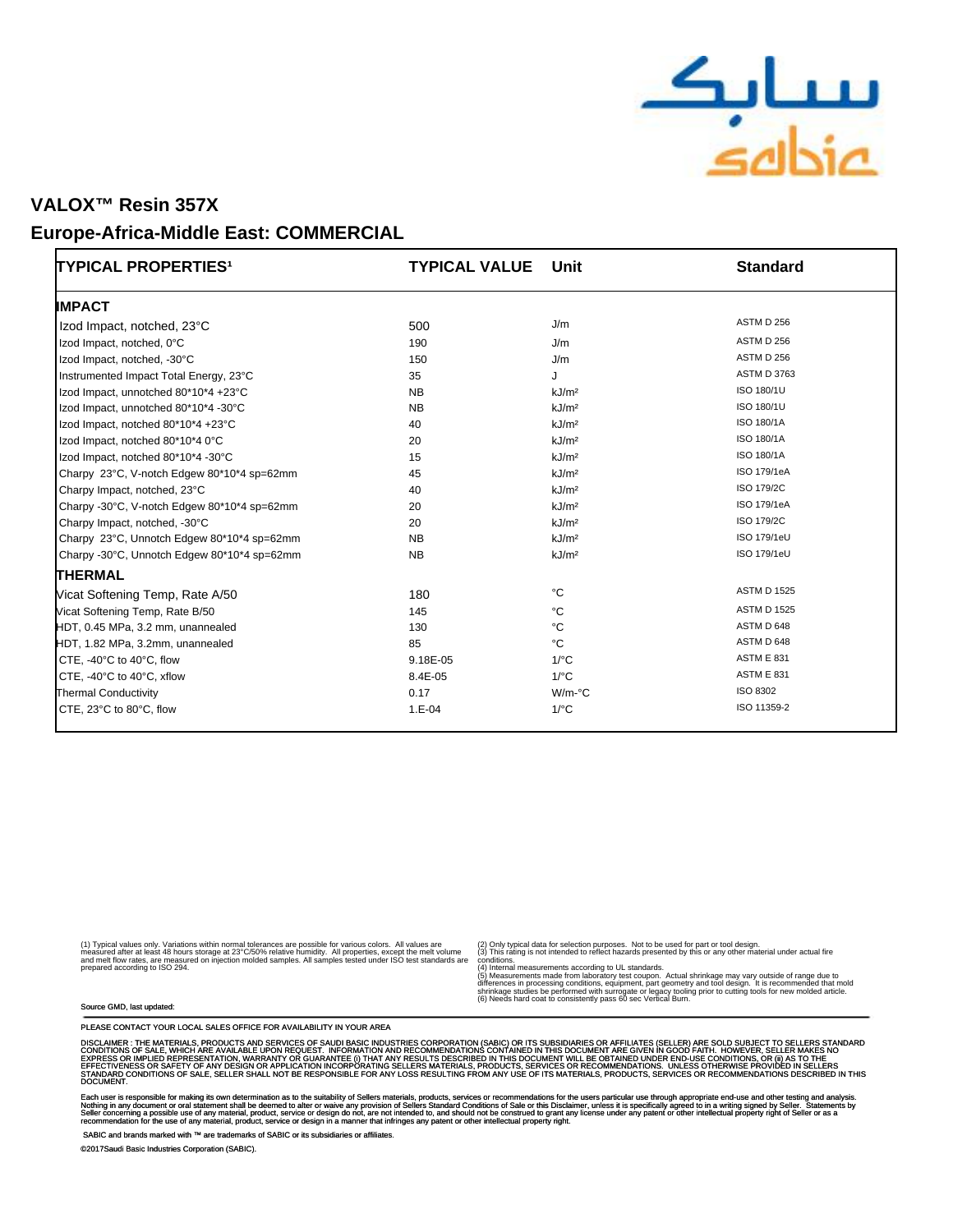## VALOX™ Resin 357X

## Europe-Africa-Middle East: COMMERCIAL

| TYPICAL PROPERTIES[1] | TYPICAL VALUE | Unit | Standard |
|---|---|---|---|
| **IMPACT** | | | |
| Izod Impact, notched, 23°C | 500 | J/m | ASTM D 256 |
| Izod Impact, notched, 0°C | 190 | J/m | ASTM D 256 |
| Izod Impact, notched, -30°C | 150 | J/m | ASTM D 256 |
| Instrumented Impact Total Energy, 23°C | 35 | J | ASTM D 3763 |
| Izod Impact, unnotched 80*10*4 +23°C | NB | kJ/m² | ISO 180/1U |
| Izod Impact, unnotched 80*10*4 -30°C | NB | kJ/m² | ISO 180/1U |
| Izod Impact, notched 80*10*4 +23°C | 40 | kJ/m² | ISO 180/1A |
| Izod Impact, notched 80*10*4 0°C | 20 | kJ/m² | ISO 180/1A |
| Izod Impact, notched 80*10*4 -30°C | 15 | kJ/m² | ISO 180/1A |
| Charpy 23°C, V-notch Edgew 80*10*4 sp=62mm | 45 | kJ/m² | ISO 179/1eA |
| Charpy Impact, notched, 23°C | 40 | kJ/m² | ISO 179/2C |
| Charpy -30°C, V-notch Edgew 80*10*4 sp=62mm | 20 | kJ/m² | ISO 179/1eA |
| Charpy Impact, notched, -30°C | 20 | kJ/m² | ISO 179/2C |
| Charpy 23°C, Unnotch Edgew 80*10*4 sp=62mm | NB | kJ/m² | ISO 179/1eU |
| Charpy -30°C, Unnotch Edgew 80*10*4 sp=62mm | NB | kJ/m² | ISO 179/1eU |
| **THERMAL** | | | |
| Vicat Softening Temp, Rate A/50 | 180 | °C | ASTM D 1525 |
| Vicat Softening Temp, Rate B/50 | 145 | °C | ASTM D 1525 |
| HDT, 0.45 MPa, 3.2 mm, unannealed | 130 | °C | ASTM D 648 |
| HDT, 1.82 MPa, 3.2mm, unannealed | 85 | °C | ASTM D 648 |
| CTE, -40°C to 40°C, flow | 9.18E-05 | 1/°C | ASTM E 831 |
| CTE, -40°C to 40°C, xflow | 8.4E-05 | 1/°C | ASTM E 831 |
| Thermal Conductivity | 0.17 | W/m-°C | ISO 8302 |
| CTE, 23°C to 80°C, flow | 1.E-04 | 1/°C | ISO 11359-2 |

(1) Typical values only. Variations within normal tolerances are possible for various colors. All values are measured after at least 48 hours storage at 23°C/50% relative humidity. All properties, except the melt volume and melt flow rates, are measured on injection molded samples. All samples tested under ISO test standards are prepared according to ISO 294.

(2) Only typical data for selection purposes. Not to be used for part or tool design.
(3) This rating is not intended to reflect hazards presented by this or any other material under actual fire conditions.
(4) Internal measurements according to UL standards.
(5) Measurements made from laboratory test coupon. Actual shrinkage may vary outside of range due to differences in processing conditions, equipment, part geometry and tool design. It is recommended that mold shrinkage studies be performed with surrogate or legacy tooling prior to cutting tools for new molded article.
(6) Needs hard coat to consistently pass 60 sec Vertical Burn.

Source GMD, last updated:

PLEASE CONTACT YOUR LOCAL SALES OFFICE FOR AVAILABILITY IN YOUR AREA

DISCLAIMER : THE MATERIALS, PRODUCTS AND SERVICES OF SAUDI BASIC INDUSTRIES CORPORATION (SABIC) OR ITS SUBSIDIARIES OR AFFILIATES (SELLER) ARE SOLD SUBJECT TO SELLERS STANDARD CONDITIONS OF SALE, WHICH ARE AVAILABLE UPON REQUEST. INFORMATION AND RECOMMENDATIONS CONTAINED IN THIS DOCUMENT ARE GIVEN IN GOOD FAITH. HOWEVER, SELLER MAKES NO EXPRESS OR IMPLIED REPRESENTATION, WARRANTY OR GUARANTEE (i) THAT ANY RESULTS DESCRIBED IN THIS DOCUMENT WILL BE OBTAINED UNDER END-USE CONDITIONS, OR (ii) AS TO THE EFFECTIVENESS OR SAFETY OF ANY DESIGN OR APPLICATION INCORPORATING SELLERS MATERIALS, PRODUCTS, SERVICES OR RECOMMENDATIONS. UNLESS OTHERWISE PROVIDED IN SELLERS STANDARD CONDITIONS OF SALE, SELLER SHALL NOT BE RESPONSIBLE FOR ANY LOSS RESULTING FROM ANY USE OF ITS MATERIALS, PRODUCTS, SERVICES OR RECOMMENDATIONS DESCRIBED IN THIS DOCUMENT.

Each user is responsible for making its own determination as to the suitability of Sellers materials, products, services or recommendations for the users particular use through appropriate end-use and other testing and analysis. Nothing in any document or oral statement shall be deemed to alter or waive any provision of Sellers Standard Conditions of Sale or this Disclaimer, unless it is specifically agreed to in a writing signed by Seller. Statements by Seller concerning a possible use of any material, product, service or design do not, are not intended to, and should not be construed to grant any license under any patent or other intellectual property right of Seller or as a recommendation for the use of any material, product, service or design in a manner that infringes any patent or other intellectual property right.

SABIC and brands marked with ™ are trademarks of SABIC or its subsidiaries or affiliates.

©2017Saudi Basic Industries Corporation (SABIC).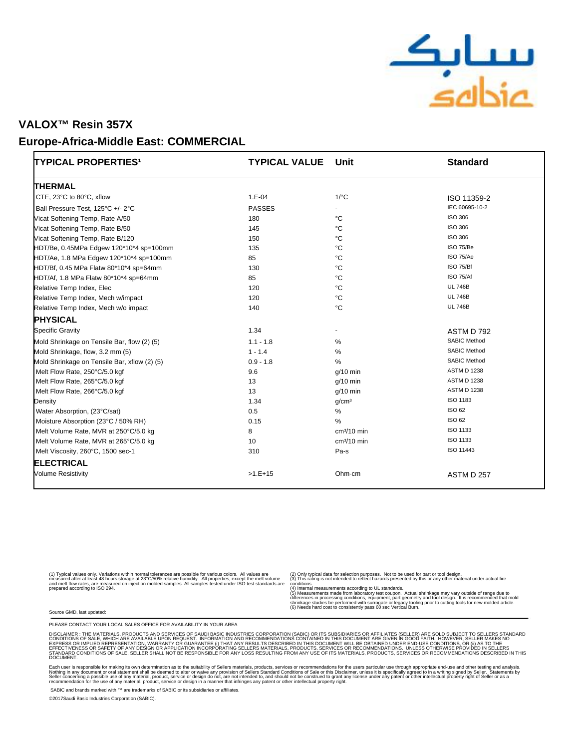# VALOX™ Resin 357X

## Europe-Africa-Middle East: COMMERCIAL

| TYPICAL PROPERTIES[1] | TYPICAL VALUE | Unit | Standard |
|---|---|---|---|
| **THERMAL** | | | |
| CTE, 23°C to 80°C, xflow | 1.E-04 | 1/°C | ISO 11359-2 |
| Ball Pressure Test, 125°C +/- 2°C | PASSES | - | IEC 60695-10-2 |
| Vicat Softening Temp, Rate A/50 | 180 | °C | ISO 306 |
| Vicat Softening Temp, Rate B/50 | 145 | °C | ISO 306 |
| Vicat Softening Temp, Rate B/120 | 150 | °C | ISO 306 |
| HDT/Be, 0.45MPa Edgew 120*10*4 sp=100mm | 135 | °C | ISO 75/Be |
| HDT/Ae, 1.8 MPa Edgew 120*10*4 sp=100mm | 85 | °C | ISO 75/Ae |
| HDT/Bf, 0.45 MPa Flatw 80*10*4 sp=64mm | 130 | °C | ISO 75/Bf |
| HDT/Af, 1.8 MPa Flatw 80*10*4 sp=64mm | 85 | °C | ISO 75/Af |
| Relative Temp Index, Elec | 120 | °C | UL 746B |
| Relative Temp Index, Mech w/impact | 120 | °C | UL 746B |
| Relative Temp Index, Mech w/o impact | 140 | °C | UL 746B |
| **PHYSICAL** | | | |
| Specific Gravity | 1.34 | - | ASTM D 792 |
| Mold Shrinkage on Tensile Bar, flow (2) (5) | 1.1 - 1.8 | % | SABIC Method |
| Mold Shrinkage, flow, 3.2 mm (5) | 1 - 1.4 | % | SABIC Method |
| Mold Shrinkage on Tensile Bar, xflow (2) (5) | 0.9 - 1.8 | % | SABIC Method |
| Melt Flow Rate, 250°C/5.0 kgf | 9.6 | g/10 min | ASTM D 1238 |
| Melt Flow Rate, 265°C/5.0 kgf | 13 | g/10 min | ASTM D 1238 |
| Melt Flow Rate, 266°C/5.0 kgf | 13 | g/10 min | ASTM D 1238 |
| Density | 1.34 | g/cm³ | ISO 1183 |
| Water Absorption, (23°C/sat) | 0.5 | % | ISO 62 |
| Moisture Absorption (23°C / 50% RH) | 0.15 | % | ISO 62 |
| Melt Volume Rate, MVR at 250°C/5.0 kg | 8 | cm³/10 min | ISO 1133 |
| Melt Volume Rate, MVR at 265°C/5.0 kg | 10 | cm³/10 min | ISO 1133 |
| Melt Viscosity, 260°C, 1500 sec-1 | 310 | Pa-s | ISO 11443 |
| **ELECTRICAL** | | | |
| Volume Resistivity | >1.E+15 | Ohm-cm | ASTM D 257 |

(1) Typical values only. Variations within normal tolerances are possible for various colors. All values are measured after at least 48 hours storage at 23°C/50% relative humidity. All properties, except the melt volume and melt flow rates, are measured on injection molded samples. All samples tested under ISO test standards are prepared according to ISO 294.

(2) Only typical data for selection purposes. Not to be used for part or tool design.
(3) This rating is not intended to reflect hazards presented by this or any other material under actual fire conditions.
(4) Internal measurements made according to UL standards.
(5) Measurements made from laboratory test coupon. Actual shrinkage may vary outside of range due to differences in processing conditions, equipment, part geometry and tool design. It is recommended that mold shrinkage studies be performed with surrogate or legacy tooling prior to cutting tools for new molded article.
(6) Needs hard coat to consistently pass 60 sec Vertical Burn.

Source GMD, last updated:

PLEASE CONTACT YOUR LOCAL SALES OFFICE FOR AVAILABILITY IN YOUR AREA

DISCLAIMER : THE MATERIALS, PRODUCTS AND SERVICES OF SAUDI BASIC INDUSTRIES CORPORATION (SABIC) OR ITS SUBSIDIARIES OR AFFILIATES (SELLER) ARE SOLD SUBJECT TO SELLERS STANDARD CONDITIONS OF SALE, WHICH ARE AVAILABLE UPON REQUEST. INFORMATION AND RECOMMENDATIONS CONTAINED IN THIS DOCUMENT ARE GIVEN IN GOOD FAITH. HOWEVER, SELLER MAKES NO EXPRESS OR IMPLIED REPRESENTATION, WARRANTY OR GUARANTEE (i) THAT ANY RESULTS DESCRIBED IN THIS DOCUMENT WILL BE OBTAINED UNDER END-USE CONDITIONS, OR (ii) AS TO THE EFFECTIVENESS OR SAFETY OF ANY DESIGN OR APPLICATION INCORPORATING SELLERS MATERIALS, PRODUCTS, SERVICES OR RECOMMENDATIONS. UNLESS OTHERWISE PROVIDED IN SELLERS STANDARD CONDITIONS OF SALE, SELLER SHALL NOT BE RESPONSIBLE FOR ANY LOSS RESULTING FROM ANY USE OF ITS MATERIALS, PRODUCTS, SERVICES OR RECOMMENDATIONS DESCRIBED IN THIS DOCUMENT.

Each user is responsible for making its own determination as to the suitability of Sellers materials, products, services or recommendations for the users particular use through appropriate end-use and other testing and analysis. Nothing in any document or oral statement shall be deemed to alter or waive any provision of Sellers Standard Conditions of Sale or this Disclaimer, unless it is specifically agreed to in a writing signed by Seller. Statements by Seller concerning a possible use of any material, product, service or design do not, are not intended to, and should not be construed to grant any license under any patent or other intellectual property right of Seller or as a recommendation for the use of any material, product, service or design in a manner that infringes any patent or other intellectual property right.

SABIC and brands marked with ™ are trademarks of SABIC or its subsidiaries or affiliates.

©2017Saudi Basic Industries Corporation (SABIC).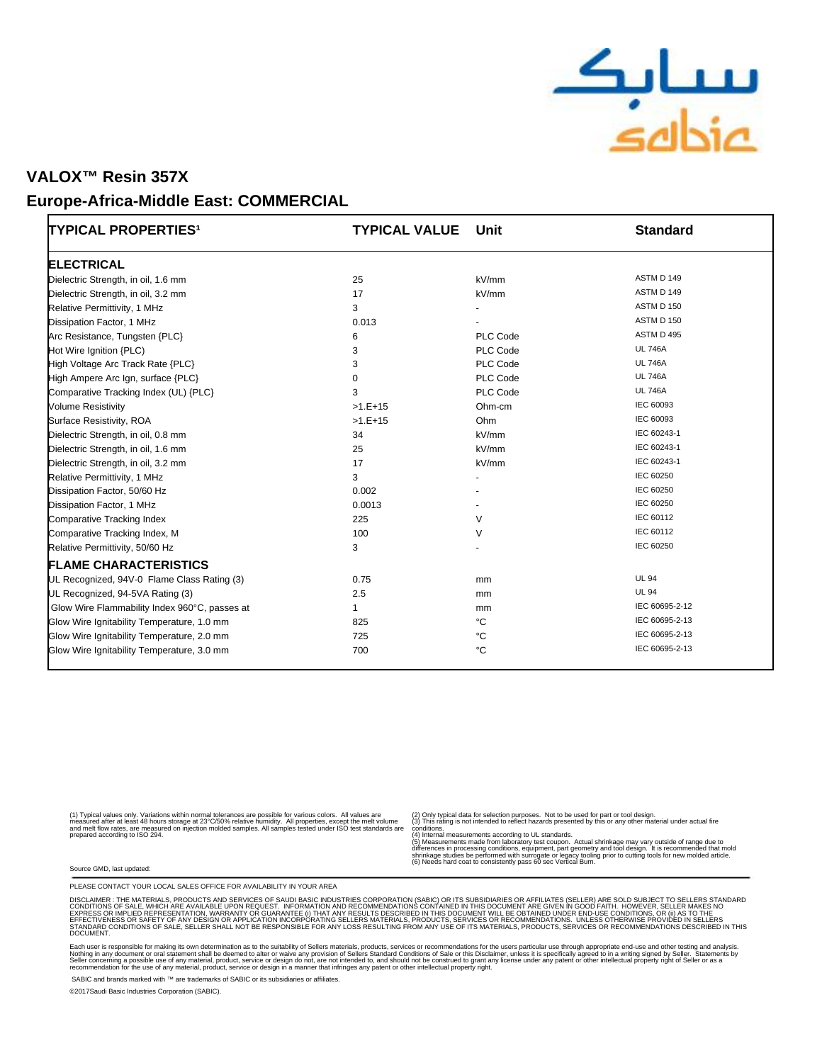# VALOX™ Resin 357X

## Europe-Africa-Middle East: COMMERCIAL

| TYPICAL PROPERTIES[1] | TYPICAL VALUE | Unit | Standard |
|---|---|---|---|
| **ELECTRICAL** | | | |
| Dielectric Strength, in oil, 1.6 mm | 25 | kV/mm | ASTM D 149 |
| Dielectric Strength, in oil, 3.2 mm | 17 | kV/mm | ASTM D 149 |
| Relative Permittivity, 1 MHz | 3 | - | ASTM D 150 |
| Dissipation Factor, 1 MHz | 0.013 | - | ASTM D 150 |
| Arc Resistance, Tungsten {PLC} | 6 | PLC Code | ASTM D 495 |
| Hot Wire Ignition {PLC) | 3 | PLC Code | UL 746A |
| High Voltage Arc Track Rate {PLC} | 3 | PLC Code | UL 746A |
| High Ampere Arc Ign, surface {PLC} | 0 | PLC Code | UL 746A |
| Comparative Tracking Index (UL) {PLC} | 3 | PLC Code | UL 746A |
| Volume Resistivity | >1.E+15 | Ohm-cm | IEC 60093 |
| Surface Resistivity, ROA | >1.E+15 | Ohm | IEC 60093 |
| Dielectric Strength, in oil, 0.8 mm | 34 | kV/mm | IEC 60243-1 |
| Dielectric Strength, in oil, 1.6 mm | 25 | kV/mm | IEC 60243-1 |
| Dielectric Strength, in oil, 3.2 mm | 17 | kV/mm | IEC 60243-1 |
| Relative Permittivity, 1 MHz | 3 | - | IEC 60250 |
| Dissipation Factor, 50/60 Hz | 0.002 | - | IEC 60250 |
| Dissipation Factor, 1 MHz | 0.0013 | - | IEC 60250 |
| Comparative Tracking Index | 225 | V | IEC 60112 |
| Comparative Tracking Index, M | 100 | V | IEC 60112 |
| Relative Permittivity, 50/60 Hz | 3 | - | IEC 60250 |
| **FLAME CHARACTERISTICS** | | | |
| UL Recognized, 94V-0 Flame Class Rating (3) | 0.75 | mm | UL 94 |
| UL Recognized, 94-5VA Rating (3) | 2.5 | mm | UL 94 |
| Glow Wire Flammability Index 960°C, passes at | 1 | mm | IEC 60695-2-12 |
| Glow Wire Ignitability Temperature, 1.0 mm | 825 | °C | IEC 60695-2-13 |
| Glow Wire Ignitability Temperature, 2.0 mm | 725 | °C | IEC 60695-2-13 |
| Glow Wire Ignitability Temperature, 3.0 mm | 700 | °C | IEC 60695-2-13 |

(1) Typical values only. Variations within normal tolerances are possible for various colors. All values are measured after at least 48 hours storage at 23°C/50% relative humidity. All properties, except the melt volume and melt flow rates, are measured on injection molded samples. All samples tested under ISO test standards are prepared according to ISO 294.

(2) Only typical data for selection purposes. Not to be used for part or tool design.
(3) This rating is not intended to reflect hazards presented by this or any other material under actual fire conditions.
(4) Internal measurements according to UL standards.
(5) Measurements made from laboratory test coupon. Actual shrinkage may vary outside of range due to differences in processing conditions, equipment, part geometry and tool design. It is recommended that mold shrinkage studies be performed with surrogate or legacy tooling prior to cutting tools for new molded article.
(6) Needs hard coat to consistently pass 60 sec Vertical Burn.

Source GMD, last updated:

PLEASE CONTACT YOUR LOCAL SALES OFFICE FOR AVAILABILITY IN YOUR AREA

DISCLAIMER : THE MATERIALS, PRODUCTS AND SERVICES OF SAUDI BASIC INDUSTRIES CORPORATION (SABIC) OR ITS SUBSIDIARIES OR AFFILIATES (SELLER) ARE SOLD SUBJECT TO SELLERS STANDARD CONDITIONS OF SALE, WHICH ARE AVAILABLE UPON REQUEST. INFORMATION AND RECOMMENDATIONS CONTAINED IN THIS DOCUMENT ARE GIVEN IN GOOD FAITH. HOWEVER, SELLER MAKES NO EXPRESS OR IMPLIED REPRESENTATION, WARRANTY OR GUARANTEE (i) THAT ANY RESULTS DESCRIBED IN THIS DOCUMENT WILL BE OBTAINED UNDER END-USE CONDITIONS, OR (ii) AS TO THE EFFECTIVENESS OR SAFETY OF ANY DESIGN OR APPLICATION INCORPORATING SELLERS MATERIALS, PRODUCTS, SERVICES OR RECOMMENDATIONS. UNLESS OTHERWISE PROVIDED IN SELLERS STANDARD CONDITIONS OF SALE, SELLER SHALL NOT BE RESPONSIBLE FOR ANY LOSS RESULTING FROM ANY USE OF ITS MATERIALS, PRODUCTS, SERVICES OR RECOMMENDATIONS DESCRIBED IN THIS DOCUMENT.

Each user is responsible for making its own determination as to the suitability of Sellers materials, products, services or recommendations for the users particular use through appropriate end-use and other testing and analysis. Nothing in any document or oral statement shall be deemed to alter or waive any provision of Sellers Standard Conditions of Sale or this Disclaimer, unless it is specifically agreed to in a writing signed by Seller. Statements by Seller concerning a possible use of any material, product, service or design do not, are not intended to, and should not be construed to grant any license under any patent or other intellectual property right of Seller or as a recommendation for the use of any material, product, service or design in a manner that infringes any patent or other intellectual property right.

SABIC and brands marked with ™ are trademarks of SABIC or its subsidiaries or affiliates.

©2017Saudi Basic Industries Corporation (SABIC).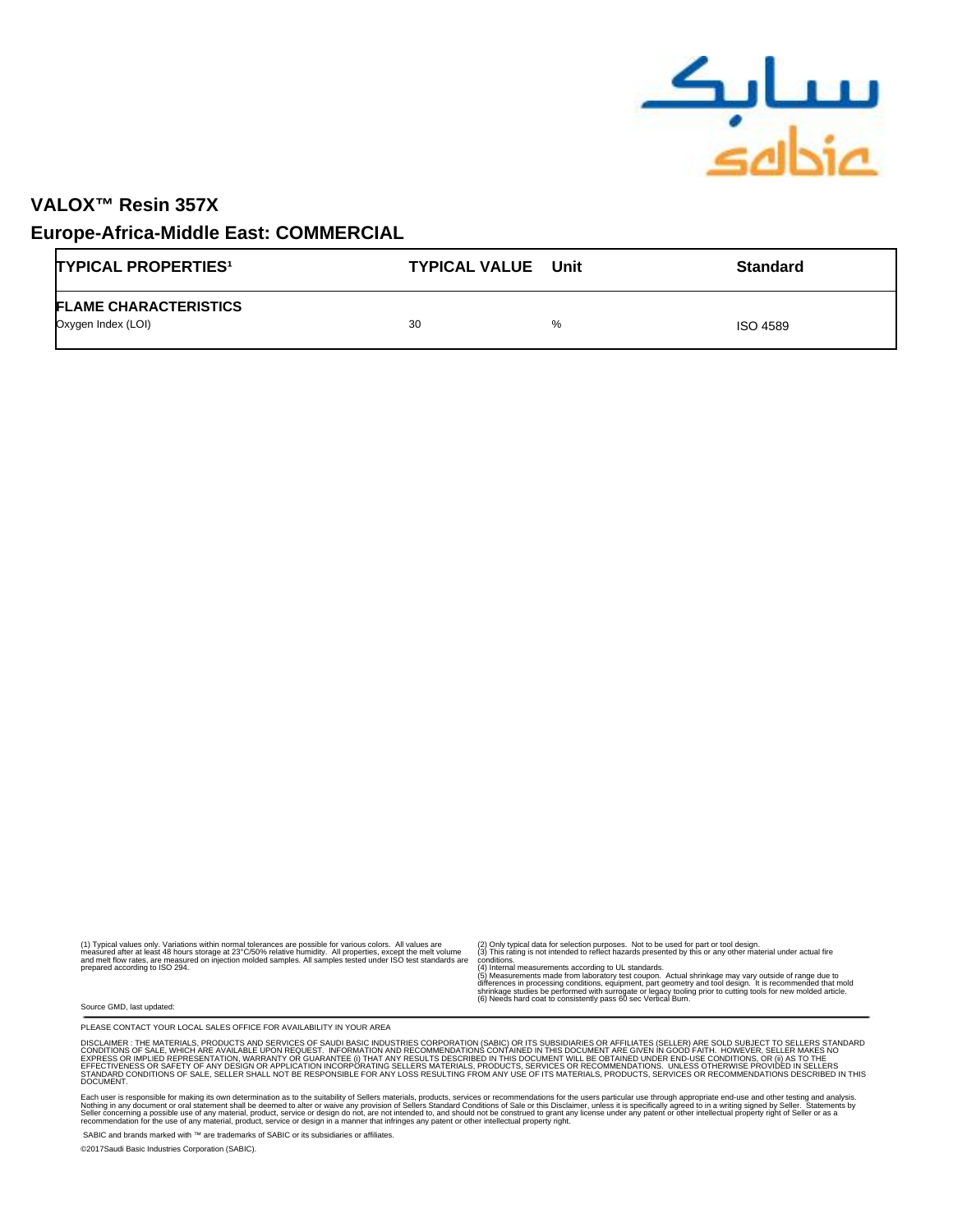# VALOX™ Resin 357X

## Europe-Africa-Middle East: COMMERCIAL

| TYPICAL PROPERTIES[1] | TYPICAL VALUE | Unit | Standard |
|---|---|---|---|
| **FLAME CHARACTERISTICS** | | | |
| Oxygen Index (LOI) | 30 | % | ISO 4589 |

(1) Typical values only. Variations within normal tolerances are possible for various colors. All values are measured after at least 48 hours storage at 23°C/50% relative humidity. All properties, except the melt volume and melt flow rates, are measured on injection molded samples. All samples tested under ISO test standards are prepared according to ISO 294.

(2) Only typical data for selection purposes. Not to be used for part or tool design.
(3) This rating is not intended to reflect hazards presented by this or any other material under actual fire conditions.
(4) Internal measurements according to UL standards.
(5) Measurements made from laboratory test coupon. Actual shrinkage may vary outside of range due to differences in processing conditions, equipment, part geometry and tool design. It is recommended that mold shrinkage studies be performed with surrogate or legacy tooling prior to cutting tools for new molded article.
(6) Needs hard coat to consistently pass 60 sec Vertical Burn.

Source GMD, last updated:

PLEASE CONTACT YOUR LOCAL SALES OFFICE FOR AVAILABILITY IN YOUR AREA

DISCLAIMER : THE MATERIALS, PRODUCTS AND SERVICES OF SAUDI BASIC INDUSTRIES CORPORATION (SABIC) OR ITS SUBSIDIARIES OR AFFILIATES (SELLER) ARE SOLD SUBJECT TO SELLERS STANDARD CONDITIONS OF SALE, WHICH ARE AVAILABLE UPON REQUEST. INFORMATION AND RECOMMENDATIONS CONTAINED IN THIS DOCUMENT ARE GIVEN IN GOOD FAITH. HOWEVER, SELLER MAKES NO EXPRESS OR IMPLIED REPRESENTATION, WARRANTY OR GUARANTEE (i) THAT ANY RESULTS DESCRIBED IN THIS DOCUMENT WILL BE OBTAINED UNDER END-USE CONDITIONS, OR (ii) AS TO THE EFFECTIVENESS OR SAFETY OF ANY DESIGN OR APPLICATION INCORPORATING SELLERS MATERIALS, PRODUCTS, SERVICES OR RECOMMENDATIONS. UNLESS OTHERWISE PROVIDED IN SELLERS STANDARD CONDITIONS OF SALE, SELLER SHALL NOT BE RESPONSIBLE FOR ANY LOSS RESULTING FROM ANY USE OF ITS MATERIALS, PRODUCTS, SERVICES OR RECOMMENDATIONS DESCRIBED IN THIS DOCUMENT.

Each user is responsible for making its own determination as to the suitability of Sellers materials, products, services or recommendations for the users particular use through appropriate end-use and other testing and analysis. Nothing in any document or oral statement shall be deemed to alter or waive any provision of Sellers Standard Conditions of Sale or this Disclaimer, unless it is specifically agreed to in a writing signed by Seller. Statements by Seller concerning a possible use of any material, product, service or design do not, are not intended to, and should not be construed to grant any license under any patent or other intellectual property right of Seller or as a recommendation for the use of any material, product, service or design in a manner that infringes any patent or other intellectual property right.

SABIC and brands marked with ™ are trademarks of SABIC or its subsidiaries or affiliates.

©2017Saudi Basic Industries Corporation (SABIC).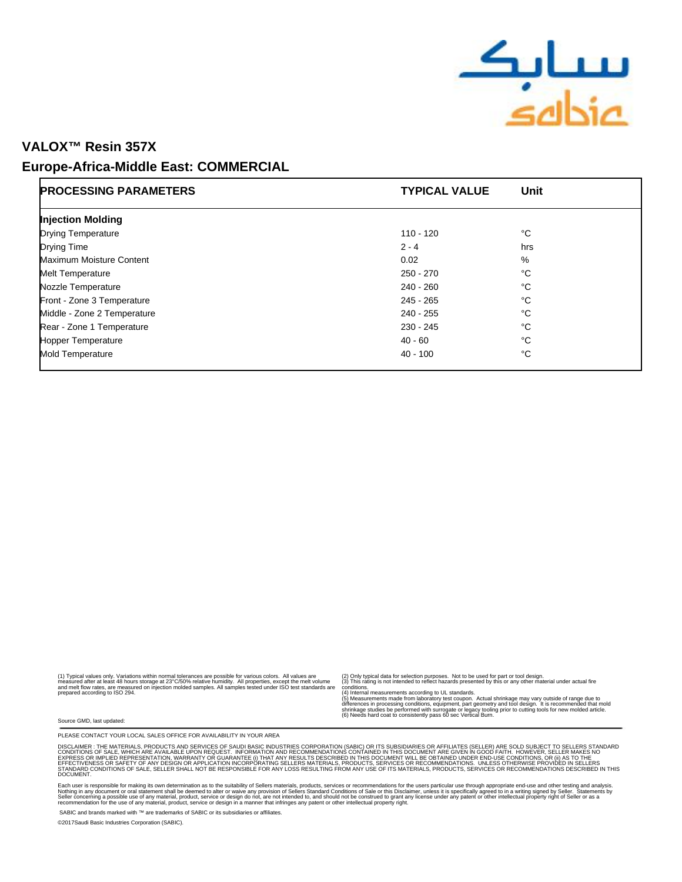## VALOX™ Resin 357X

## Europe-Africa-Middle East: COMMERCIAL

| PROCESSING PARAMETERS | TYPICAL VALUE | Unit |
|---|---|---|
| **Injection Molding** | | |
| Drying Temperature | 110 - 120 | °C |
| Drying Time | 2 - 4 | hrs |
| Maximum Moisture Content | 0.02 | % |
| Melt Temperature | 250 - 270 | °C |
| Nozzle Temperature | 240 - 260 | °C |
| Front - Zone 3 Temperature | 245 - 265 | °C |
| Middle - Zone 2 Temperature | 240 - 255 | °C |
| Rear - Zone 1 Temperature | 230 - 245 | °C |
| Hopper Temperature | 40 - 60 | °C |
| Mold Temperature | 40 - 100 | °C |

(1) Typical values only. Variations within normal tolerances are possible for various colors. All values are measured after at least 48 hours storage at 23°C/50% relative humidity. All properties, except the melt volume and melt flow rates, are measured on injection molded samples. All samples tested under ISO test standards are prepared according to ISO 294.

(2) Only typical data for selection purposes. Not to be used for part or tool design.
(3) This rating is not intended to reflect hazards presented by this or any other material under actual fire conditions.
(4) Internal measurements according to UL standards.
(5) Measurements made from laboratory test coupon. Actual shrinkage may vary outside of range due to differences in processing conditions, equipment, part geometry and tool design. It is recommended that mold shrinkage studies be performed with surrogate or legacy tooling prior to cutting tools for new molded article.
(6) Needs hard coat to consistently pass 60 sec Vertical Burn.

Source GMD, last updated:

PLEASE CONTACT YOUR LOCAL SALES OFFICE FOR AVAILABILITY IN YOUR AREA

DISCLAIMER : THE MATERIALS, PRODUCTS AND SERVICES OF SAUDI BASIC INDUSTRIES CORPORATION (SABIC) OR ITS SUBSIDIARIES OR AFFILIATES (SELLER) ARE SOLD SUBJECT TO SELLERS STANDARD CONDITIONS OF SALE, WHICH ARE AVAILABLE UPON REQUEST. INFORMATION AND RECOMMENDATIONS CONTAINED IN THIS DOCUMENT ARE GIVEN IN GOOD FAITH. HOWEVER, SELLER MAKES NO EXPRESS OR IMPLIED REPRESENTATION, WARRANTY OR GUARANTEE (i) THAT ANY RESULTS DESCRIBED IN THIS DOCUMENT WILL BE OBTAINED UNDER END-USE CONDITIONS, OR (ii) AS TO THE EFFECTIVENESS OR SAFETY OF ANY DESIGN OR APPLICATION INCORPORATING SELLERS MATERIALS, PRODUCTS, SERVICES OR RECOMMENDATIONS. UNLESS OTHERWISE PROVIDED IN SELLERS STANDARD CONDITIONS OF SALE, SELLER SHALL NOT BE RESPONSIBLE FOR ANY LOSS RESULTING FROM ANY USE OF ITS MATERIALS, PRODUCTS, SERVICES OR RECOMMENDATIONS DESCRIBED IN THIS DOCUMENT.

Each user is responsible for making its own determination as to the suitability of Sellers materials, products, services or recommendations for the users particular use through appropriate end-use and other testing and analysis. Nothing in any document or oral statement shall be deemed to alter or waive any provision of Sellers Standard Conditions of Sale or this Disclaimer, unless it is specifically agreed to in a writing signed by Seller. Statements by Seller concerning a possible use of any material, product, service or design do not, are not intended to, and should not be construed to grant any license under any patent or other intellectual property right of Seller or as a recommendation for the use of any material, product, service or design in a manner that infringes any patent or other intellectual property right.

SABIC and brands marked with ™ are trademarks of SABIC or its subsidiaries or affiliates.

©2017Saudi Basic Industries Corporation (SABIC).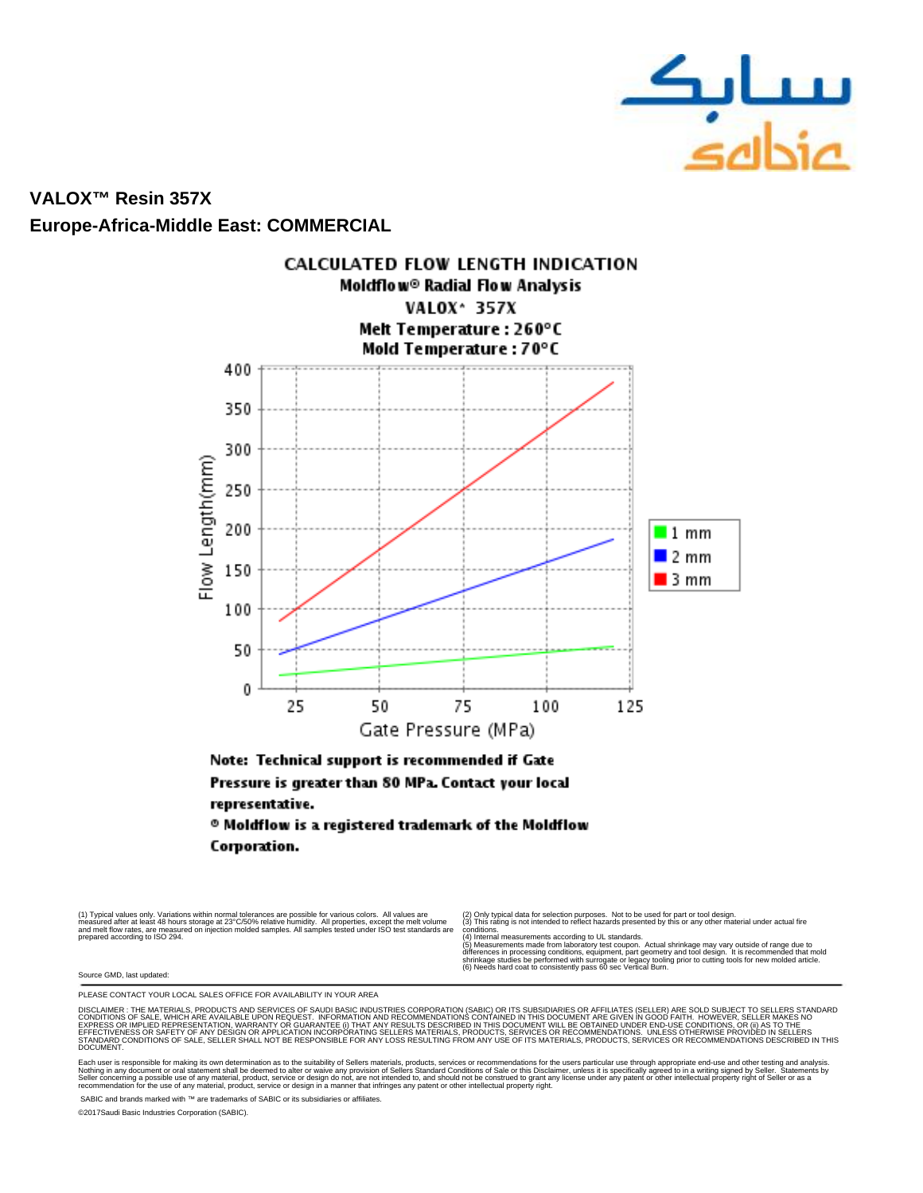## VALOX™ Resin 357X

## Europe-Africa-Middle East: COMMERCIAL

CALCULATED FLOW LENGTH INDICATION
Moldflow® Radial Flow Analysis
VALOX* 357X
Melt Temperature : 260°C
Mold Temperature : 70°C

Flow Length(mm)
400
350
300
250
200
150
100
50
0

25 50 75 100 125
Gate Pressure (MPa)

1 mm
2 mm
3 mm

**Note: Technical support is recommended if Gate Pressure is greater than 80 MPa. Contact your local representative.**

**® Moldflow is a registered trademark of the Moldflow Corporation.**

(1) Typical values only. Variations within normal tolerances are possible for various colors. All values are measured after at least 48 hours storage at 23°C/50% relative humidity. All properties, except the melt volume and melt flow rates, are measured on injection molded samples. All samples tested under ISO test standards are prepared according to ISO 294.

(2) Only typical data for selection purposes. Not to be used for part or tool design.
(3) This rating is not intended to reflect hazards presented by this or any other material under actual fire conditions.
(4) Internal measurements according to UL standards.
(5) Measurements made from laboratory test coupon. Actual shrinkage may vary outside of range due to differences in processing conditions, equipment, part geometry and tool design. It is recommended that mold shrinkage studies be performed with surrogate or legacy tooling prior to cutting tools for new molded article.
(6) Needs hard coat to consistently pass 60 sec Vertical Burn.

Source GMD, last updated:

PLEASE CONTACT YOUR LOCAL SALES OFFICE FOR AVAILABILITY IN YOUR AREA

DISCLAIMER : THE MATERIALS, PRODUCTS AND SERVICES OF SAUDI BASIC INDUSTRIES CORPORATION (SABIC) OR ITS SUBSIDIARIES OR AFFILIATES (SELLER) ARE SOLD SUBJECT TO SELLERS STANDARD CONDITIONS OF SALE, WHICH ARE AVAILABLE UPON REQUEST. INFORMATION AND RECOMMENDATIONS CONTAINED IN THIS DOCUMENT ARE GIVEN IN GOOD FAITH. HOWEVER, SELLER MAKES NO EXPRESS OR IMPLIED REPRESENTATION, WARRANTY OR GUARANTEE (i) THAT ANY RESULTS DESCRIBED IN THIS DOCUMENT WILL BE OBTAINED UNDER END-USE CONDITIONS, OR (ii) AS TO THE EFFECTIVENESS OR SAFETY OF ANY DESIGN OR APPLICATION INCORPORATING SELLERS MATERIALS, PRODUCTS, SERVICES OR RECOMMENDATIONS. UNLESS OTHERWISE PROVIDED IN SELLERS STANDARD CONDITIONS OF SALE, SELLER SHALL NOT BE RESPONSIBLE FOR ANY LOSS RESULTING FROM ANY USE OF ITS MATERIALS, PRODUCTS, SERVICES OR RECOMMENDATIONS DESCRIBED IN THIS DOCUMENT.

Each user is responsible for making its own determination as to the suitability of Sellers materials, products, services or recommendations for the users particular use through appropriate end-use and other testing and analysis. Nothing in any document or oral statement shall be deemed to alter or waive any provision of Sellers Standard Conditions of Sale or this Disclaimer, unless it is specifically agreed to in a writing signed by Seller. Statements by Seller concerning a possible use of any material, product, service or design do not, are not intended to, and should not be construed to grant any license under any patent or other intellectual property right of Seller or as a recommendation for the use of any material, product, service or design in a manner that infringes any patent or other intellectual property right.

SABIC and brands marked with ™ are trademarks of SABIC or its subsidiaries or affiliates.

©2017Saudi Basic Industries Corporation (SABIC).